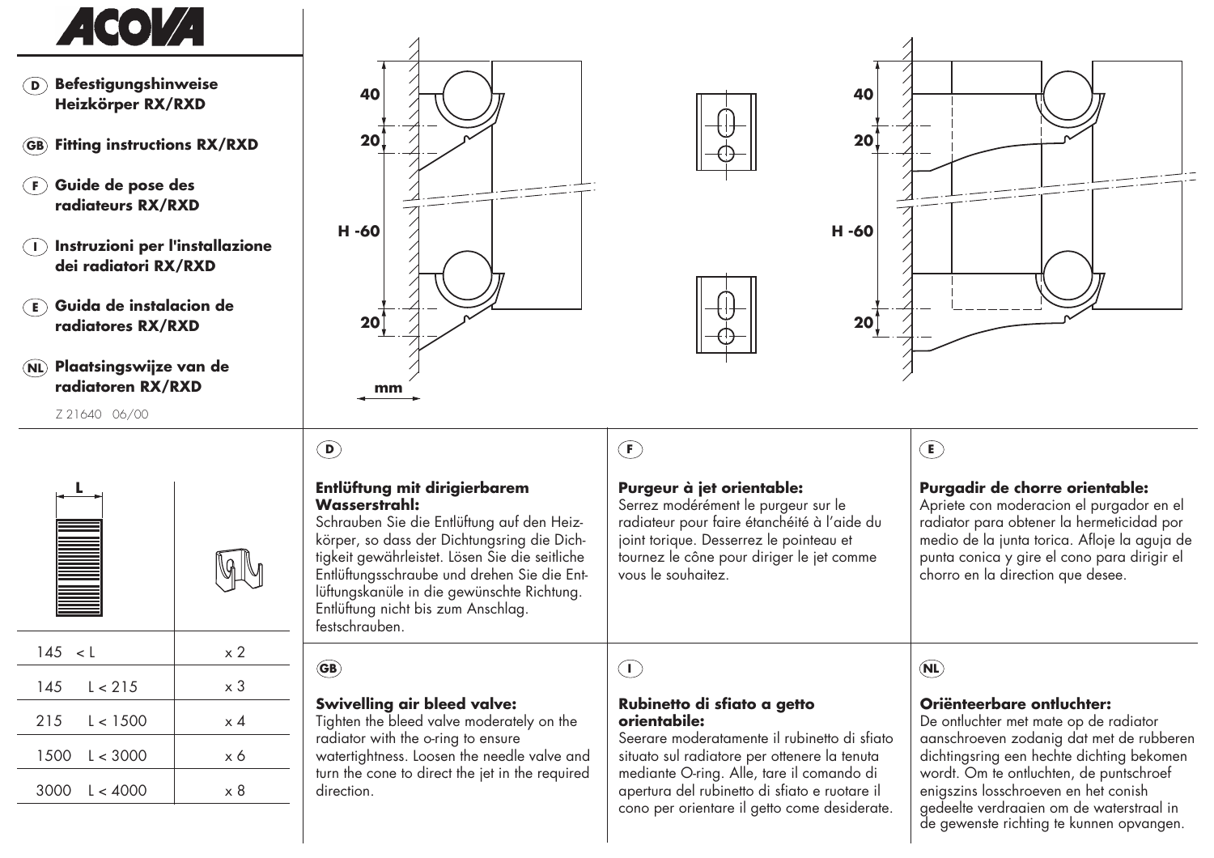ACOVA

**(D) Befestigungshinweise Heizkörper RX/RXD**

**(GB) Fitting instructions RX/RXD**

**(F) Guide de pose des radiateurs RX/RXD**

**(I) Instruzioni per l'installazione dei radiatori RX/RXD**

**(E) Guida de instalacion de radiatores RX/RXD**

**(NL) Plaatsingswijze van de radiatoren RX/RXD**

Z 21640 06/00

40

20

H -60

20

mm

| L | |
|---|---|
| 145 < L | x 2 |
| 145 L < 215 | x 3 |
| 215 L < 1500 | x 4 |
| 1500 L < 3000 | x 6 |
| 3000 L < 4000 | x 8 |

(D)

**Entlüftung mit dirigierbarem Wasserstrahl:**
Schrauben Sie die Entlüftung auf den Heizkörper, so dass der Dichtungsring die Dichtigkeit gewährleistet. Lösen Sie die seitliche Entlüftungsschraube und drehen Sie die Entlüftungskanüle in die gewünschte Richtung. Entlüftung nicht bis zum Anschlag. festschrauben.

(GB)

**Swivelling air bleed valve:**
Tighten the bleed valve moderately on the radiator with the o-ring to ensure watertightness. Loosen the needle valve and turn the cone to direct the jet in the required direction.

(F)

**Purgeur à jet orientable:**
Serrez modérément le purgeur sur le radiateur pour faire étanchéité à l'aide du joint torique. Desserrez le pointeau et tournez le cône pour diriger le jet comme vous le souhaitez.

(I)

**Rubinetto di sfiato a getto orientabile:**
Seerare moderatamente il rubinetto di sfiato situato sul radiatore per ottenere la tenuta mediante O-ring. Alle, tare il comando di apertura del rubinetto di sfiato e ruotare il cono per orientare il getto come desiderate.

(E)

**Purgadir de chorre orientable:**
Apriete con moderacion el purgador en el radiator para obtener la hermeticidad por medio de la junta torica. Afloje la aguja de punta conica y gire el cono para dirigir el chorro en la direction que desee.

(NL)

**Oriënteerbare ontluchter:**
De ontluchter met mate op de radiator aanschroeven zodanig dat met de rubberen dichtingsring een hechte dichting bekomen wordt. Om te ontluchten, de puntschroef enigszins losschroeven en het conish gedeelte verdraaien om de waterstraal in de gewenste richting te kunnen opvangen.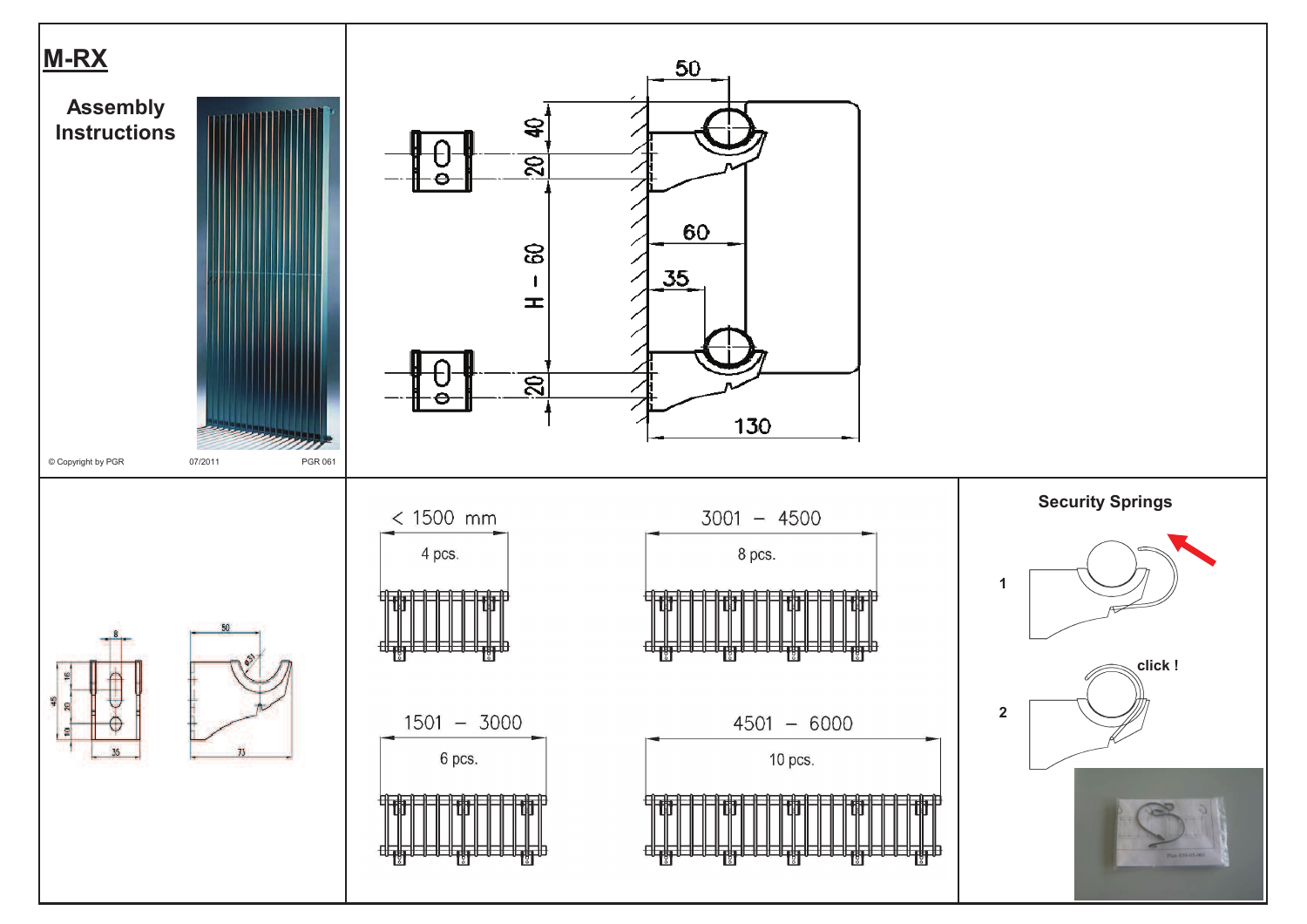# M-RX

**Assembly Instructions**

© Copyright by PGR 07/2011 PGR 061

50

40

20

H - 60

60

35

20

130

8

50

45

16

20

10

35

73

< 1500 mm

4 pcs.

3001 – 4500

8 pcs.

1501 – 3000

6 pcs.

4501 – 6000

10 pcs.

**Security Springs**

1

2

click !